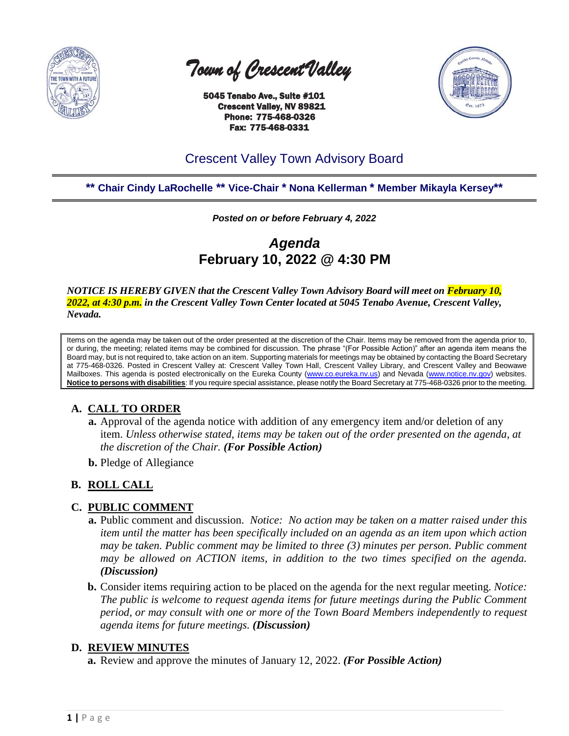# *Town of Crescent Valley*

**5045 Tenabo Ave., Suite #101**
**Crescent Valley, NV 89821**
**Phone: 775-468-0326**
**Fax: 775-468-0331**

## Crescent Valley Town Advisory Board

**\*\* Chair Cindy LaRochelle \*\* Vice-Chair \* Nona Kellerman \* Member Mikayla Kersey\*\***

***Posted on or before February 4, 2022***

# *Agenda*
# February 10, 2022 @ 4:30 PM

***NOTICE IS HEREBY GIVEN that the Crescent Valley Town Advisory Board will meet on February 10, 2022, at 4:30 p.m. in the Crescent Valley Town Center located at 5045 Tenabo Avenue, Crescent Valley, Nevada.***

Items on the agenda may be taken out of the order presented at the discretion of the Chair. Items may be removed from the agenda prior to, or during, the meeting; related items may be combined for discussion. The phrase "(For Possible Action)" after an agenda item means the Board may, but is not required to, take action on an item. Supporting materials for meetings may be obtained by contacting the Board Secretary at 775-468-0326. Posted in Crescent Valley at: Crescent Valley Town Hall, Crescent Valley Library, and Crescent Valley and Beowawe Mailboxes. This agenda is posted electronically on the Eureka County (www.co.eureka.nv.us) and Nevada (www.notice.nv.gov) websites. **Notice to persons with disabilities**: If you require special assistance, please notify the Board Secretary at 775-468-0326 prior to the meeting.

## A. CALL TO ORDER

**a.** Approval of the agenda notice with addition of any emergency item and/or deletion of any item. *Unless otherwise stated, items may be taken out of the order presented on the agenda, at the discretion of the Chair.* ***(For Possible Action)***

**b.** Pledge of Allegiance

## B. ROLL CALL

## C. PUBLIC COMMENT

**a.** Public comment and discussion. *Notice: No action may be taken on a matter raised under this item until the matter has been specifically included on an agenda as an item upon which action may be taken. Public comment may be limited to three (3) minutes per person. Public comment may be allowed on ACTION items, in addition to the two times specified on the agenda.* ***(Discussion)***

**b.** Consider items requiring action to be placed on the agenda for the next regular meeting. *Notice: The public is welcome to request agenda items for future meetings during the Public Comment period, or may consult with one or more of the Town Board Members independently to request agenda items for future meetings.* ***(Discussion)***

## D. REVIEW MINUTES

**a.** Review and approve the minutes of January 12, 2022. ***(For Possible Action)***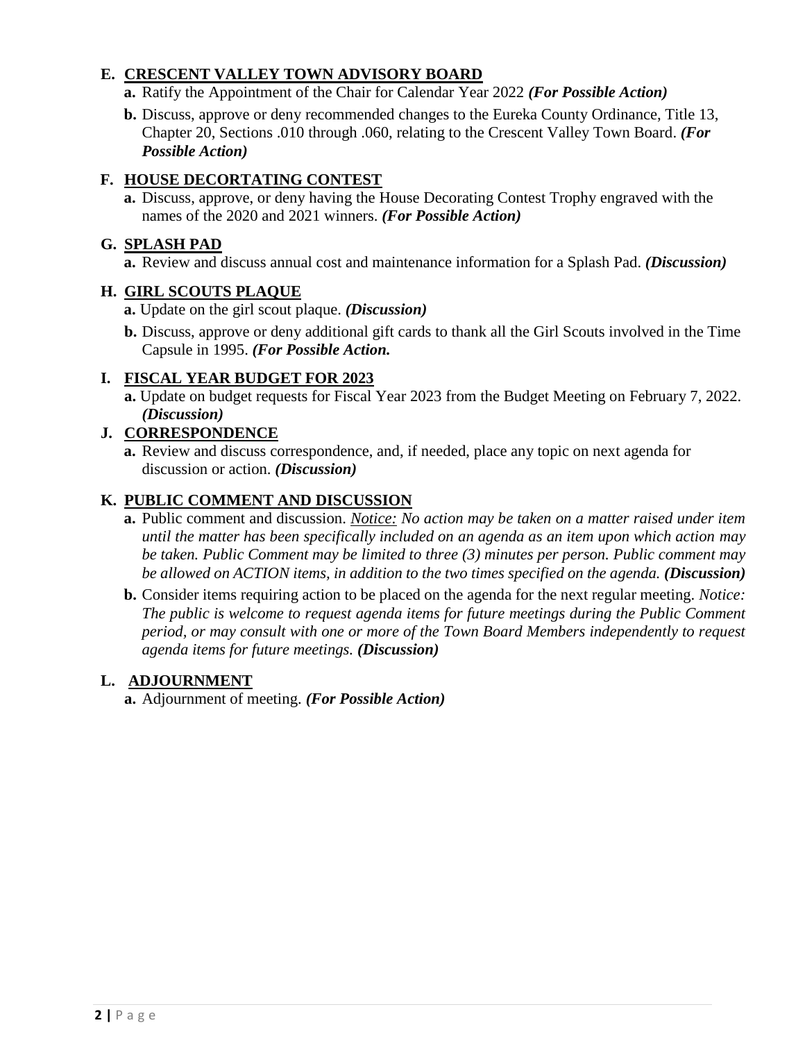## E. CRESCENT VALLEY TOWN ADVISORY BOARD

- **a.** Ratify the Appointment of the Chair for Calendar Year 2022 ***(For Possible Action)***
- **b.** Discuss, approve or deny recommended changes to the Eureka County Ordinance, Title 13, Chapter 20, Sections .010 through .060, relating to the Crescent Valley Town Board. ***(For Possible Action)***

## F. HOUSE DECORTATING CONTEST

- **a.** Discuss, approve, or deny having the House Decorating Contest Trophy engraved with the names of the 2020 and 2021 winners. ***(For Possible Action)***

## G. SPLASH PAD

- **a.** Review and discuss annual cost and maintenance information for a Splash Pad. ***(Discussion)***

## H. GIRL SCOUTS PLAQUE

- **a.** Update on the girl scout plaque. ***(Discussion)***
- **b.** Discuss, approve or deny additional gift cards to thank all the Girl Scouts involved in the Time Capsule in 1995. ***(For Possible Action.***

## I. FISCAL YEAR BUDGET FOR 2023

- **a.** Update on budget requests for Fiscal Year 2023 from the Budget Meeting on February 7, 2022. ***(Discussion)***

## J. CORRESPONDENCE

- **a.** Review and discuss correspondence, and, if needed, place any topic on next agenda for discussion or action. ***(Discussion)***

## K. PUBLIC COMMENT AND DISCUSSION

- **a.** Public comment and discussion. *Notice: No action may be taken on a matter raised under item until the matter has been specifically included on an agenda as an item upon which action may be taken. Public Comment may be limited to three (3) minutes per person. Public comment may be allowed on ACTION items, in addition to the two times specified on the agenda.* ***(Discussion)***
- **b.** Consider items requiring action to be placed on the agenda for the next regular meeting. *Notice: The public is welcome to request agenda items for future meetings during the Public Comment period, or may consult with one or more of the Town Board Members independently to request agenda items for future meetings.* ***(Discussion)***

## L. ADJOURNMENT

- **a.** Adjournment of meeting. ***(For Possible Action)***